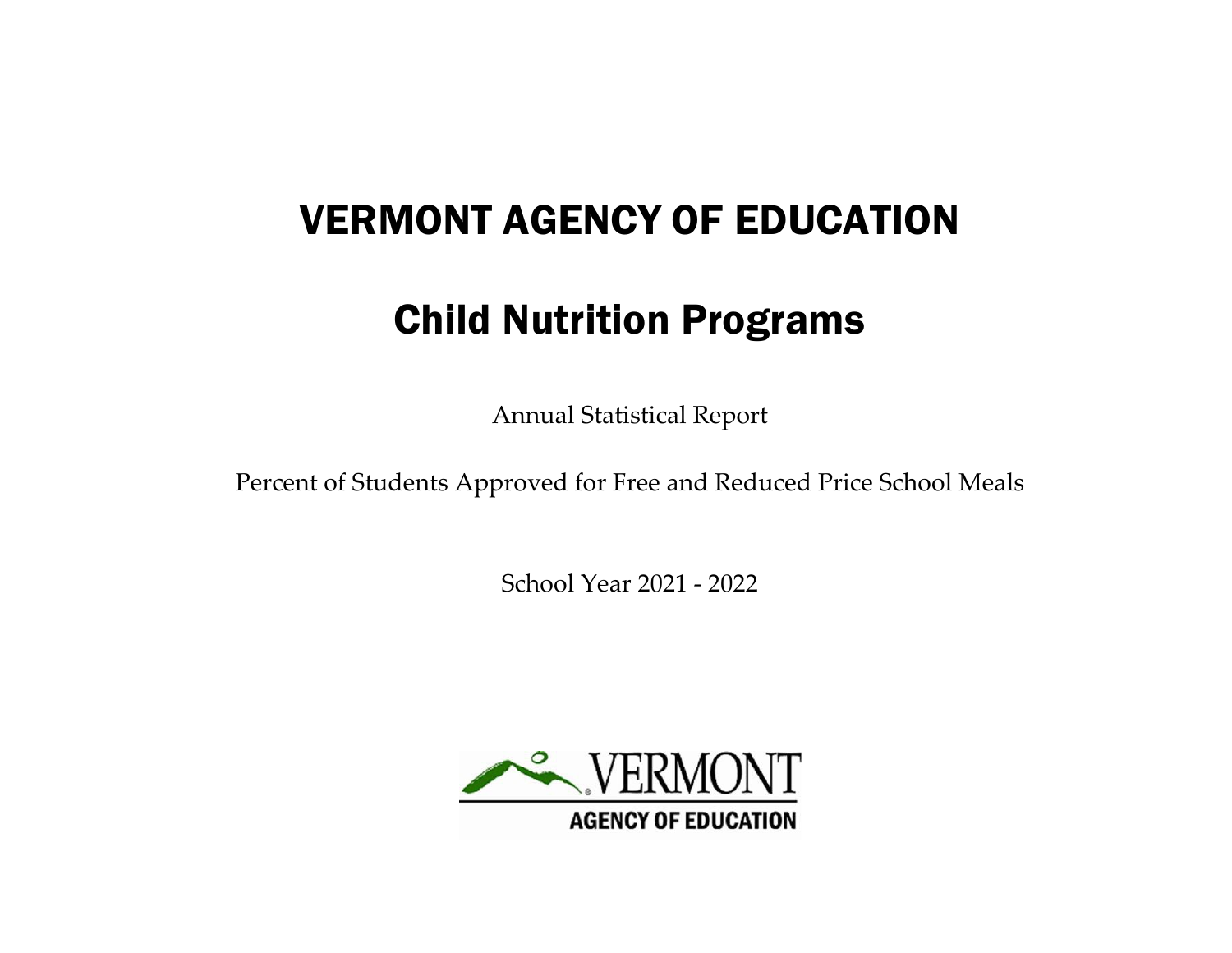# VERMONT AGENCY OF EDUCATION

## Child Nutrition Programs

Annual Statistical Report

Percent of Students Approved for Free and Reduced Price School Meals

School Year 2021 - 2022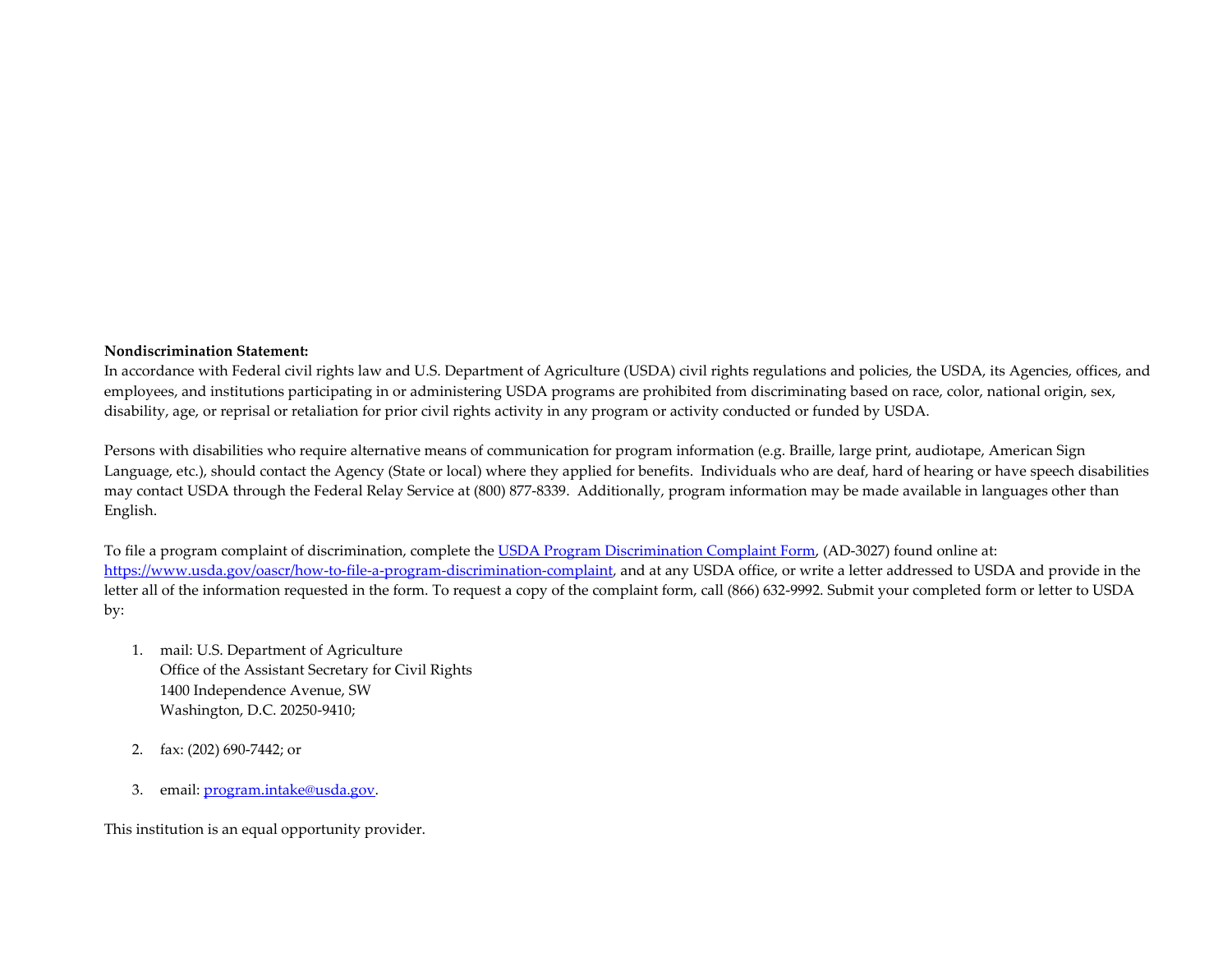**Nondiscrimination Statement:**
In accordance with Federal civil rights law and U.S. Department of Agriculture (USDA) civil rights regulations and policies, the USDA, its Agencies, offices, and employees, and institutions participating in or administering USDA programs are prohibited from discriminating based on race, color, national origin, sex, disability, age, or reprisal or retaliation for prior civil rights activity in any program or activity conducted or funded by USDA.

Persons with disabilities who require alternative means of communication for program information (e.g. Braille, large print, audiotape, American Sign Language, etc.), should contact the Agency (State or local) where they applied for benefits. Individuals who are deaf, hard of hearing or have speech disabilities may contact USDA through the Federal Relay Service at (800) 877-8339. Additionally, program information may be made available in languages other than English.

To file a program complaint of discrimination, complete the [USDA Program Discrimination Complaint Form](https://www.usda.gov/oascr/how-to-file-a-program-discrimination-complaint), (AD-3027) found online at: [https://www.usda.gov/oascr/how-to-file-a-program-discrimination-complaint](https://www.usda.gov/oascr/how-to-file-a-program-discrimination-complaint), and at any USDA office, or write a letter addressed to USDA and provide in the letter all of the information requested in the form. To request a copy of the complaint form, call (866) 632-9992. Submit your completed form or letter to USDA by:

1. mail: U.S. Department of Agriculture
   Office of the Assistant Secretary for Civil Rights
   1400 Independence Avenue, SW
   Washington, D.C. 20250-9410;

2. fax: (202) 690-7442; or

3. email: [program.intake@usda.gov](mailto:program.intake@usda.gov).

This institution is an equal opportunity provider.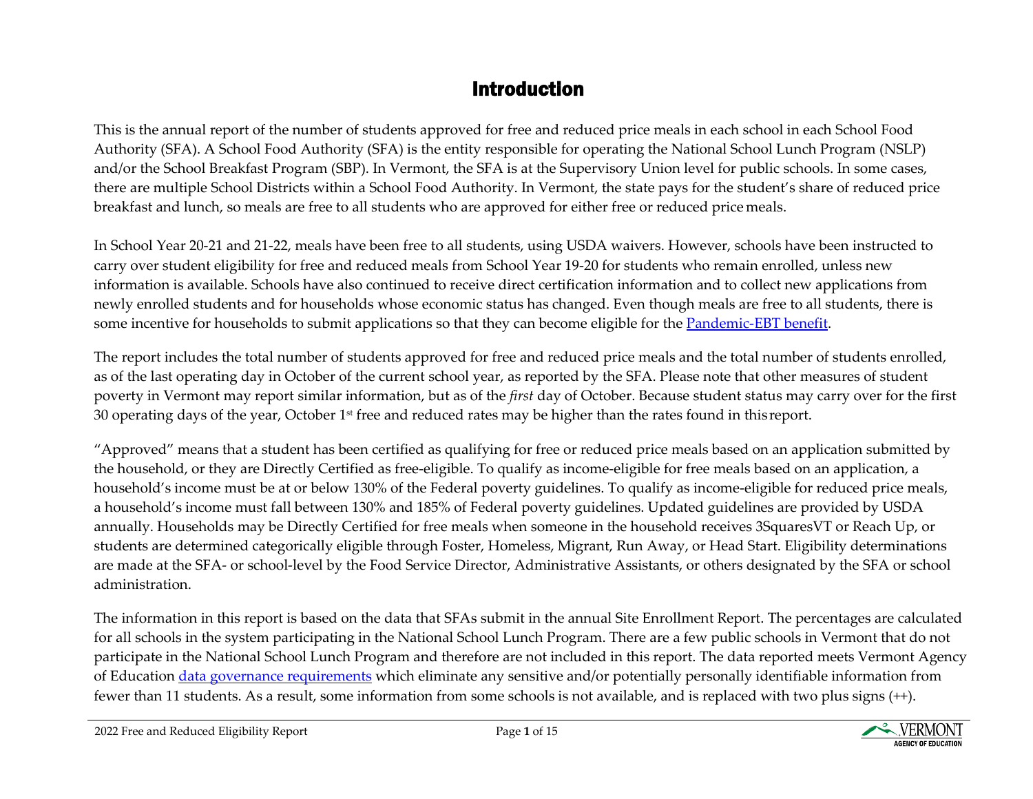# Introduction

This is the annual report of the number of students approved for free and reduced price meals in each school in each School Food Authority (SFA). A School Food Authority (SFA) is the entity responsible for operating the National School Lunch Program (NSLP) and/or the School Breakfast Program (SBP). In Vermont, the SFA is at the Supervisory Union level for public schools. In some cases, there are multiple School Districts within a School Food Authority. In Vermont, the state pays for the student's share of reduced price breakfast and lunch, so meals are free to all students who are approved for either free or reduced price meals.

In School Year 20-21 and 21-22, meals have been free to all students, using USDA waivers. However, schools have been instructed to carry over student eligibility for free and reduced meals from School Year 19-20 for students who remain enrolled, unless new information is available. Schools have also continued to receive direct certification information and to collect new applications from newly enrolled students and for households whose economic status has changed. Even though meals are free to all students, there is some incentive for households to submit applications so that they can become eligible for the [Pandemic-EBT benefit](#).

The report includes the total number of students approved for free and reduced price meals and the total number of students enrolled, as of the last operating day in October of the current school year, as reported by the SFA. Please note that other measures of student poverty in Vermont may report similar information, but as of the *first* day of October. Because student status may carry over for the first 30 operating days of the year, October 1st free and reduced rates may be higher than the rates found in this report.

"Approved" means that a student has been certified as qualifying for free or reduced price meals based on an application submitted by the household, or they are Directly Certified as free-eligible. To qualify as income-eligible for free meals based on an application, a household's income must be at or below 130% of the Federal poverty guidelines. To qualify as income-eligible for reduced price meals, a household's income must fall between 130% and 185% of Federal poverty guidelines. Updated guidelines are provided by USDA annually. Households may be Directly Certified for free meals when someone in the household receives 3SquaresVT or Reach Up, or students are determined categorically eligible through Foster, Homeless, Migrant, Run Away, or Head Start. Eligibility determinations are made at the SFA- or school-level by the Food Service Director, Administrative Assistants, or others designated by the SFA or school administration.

The information in this report is based on the data that SFAs submit in the annual Site Enrollment Report. The percentages are calculated for all schools in the system participating in the National School Lunch Program. There are a few public schools in Vermont that do not participate in the National School Lunch Program and therefore are not included in this report. The data reported meets Vermont Agency of Education [data governance requirements](#) which eliminate any sensitive and/or potentially personally identifiable information from fewer than 11 students. As a result, some information from some schools is not available, and is replaced with two plus signs (++).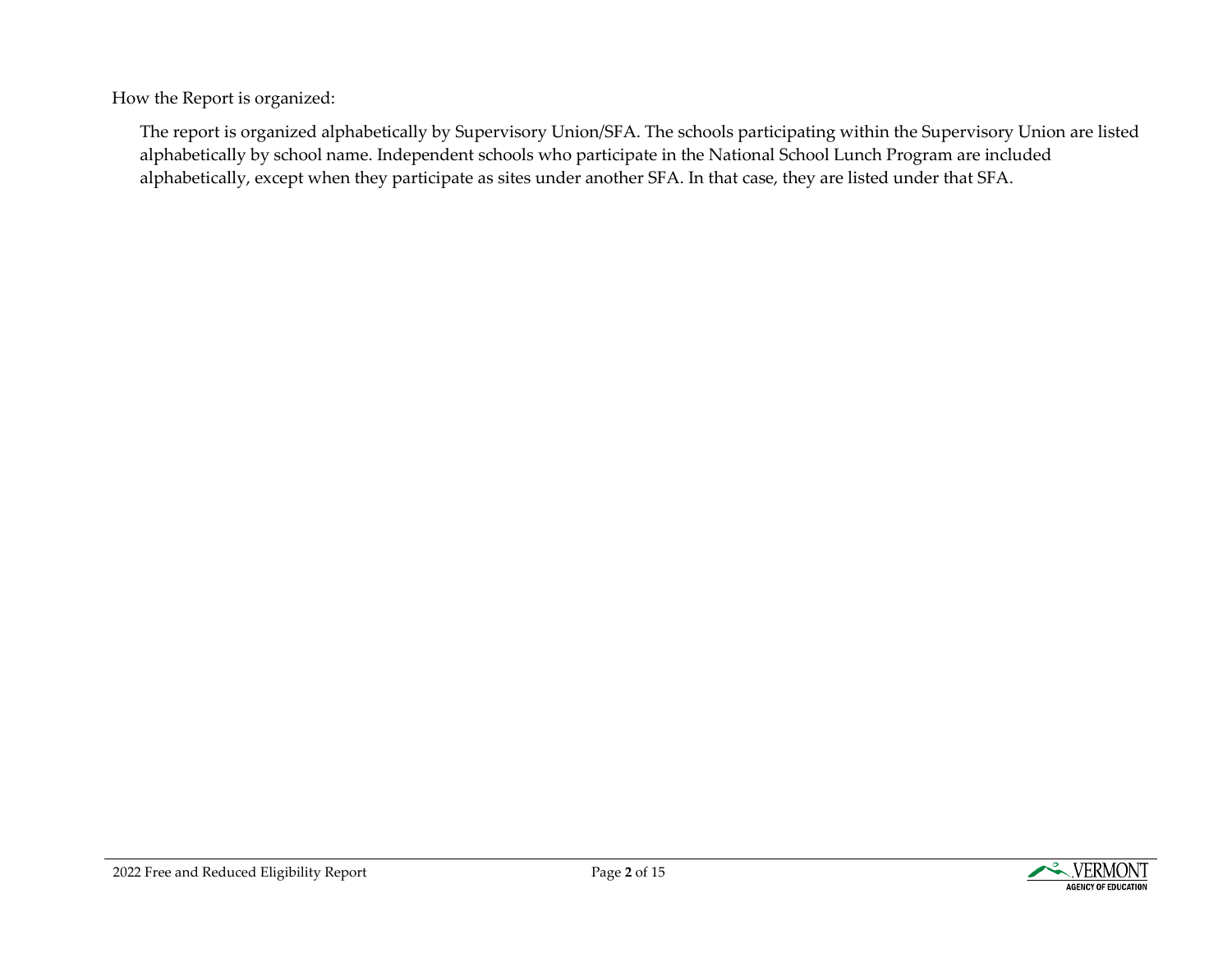How the Report is organized:

The report is organized alphabetically by Supervisory Union/SFA. The schools participating within the Supervisory Union are listed alphabetically by school name. Independent schools who participate in the National School Lunch Program are included alphabetically, except when they participate as sites under another SFA. In that case, they are listed under that SFA.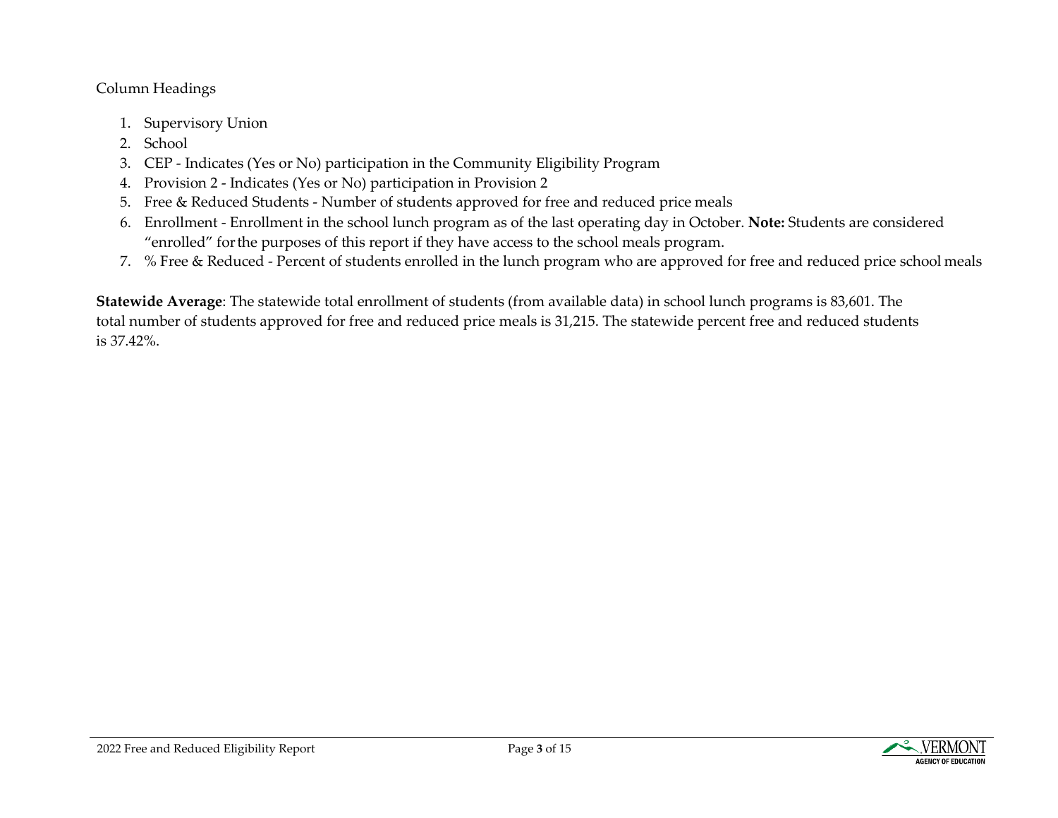Column Headings

1. Supervisory Union
2. School
3. CEP - Indicates (Yes or No) participation in the Community Eligibility Program
4. Provision 2 - Indicates (Yes or No) participation in Provision 2
5. Free & Reduced Students - Number of students approved for free and reduced price meals
6. Enrollment - Enrollment in the school lunch program as of the last operating day in October. **Note:** Students are considered "enrolled" for the purposes of this report if they have access to the school meals program.
7. % Free & Reduced - Percent of students enrolled in the lunch program who are approved for free and reduced price school meals

**Statewide Average**: The statewide total enrollment of students (from available data) in school lunch programs is 83,601. The total number of students approved for free and reduced price meals is 31,215. The statewide percent free and reduced students is 37.42%.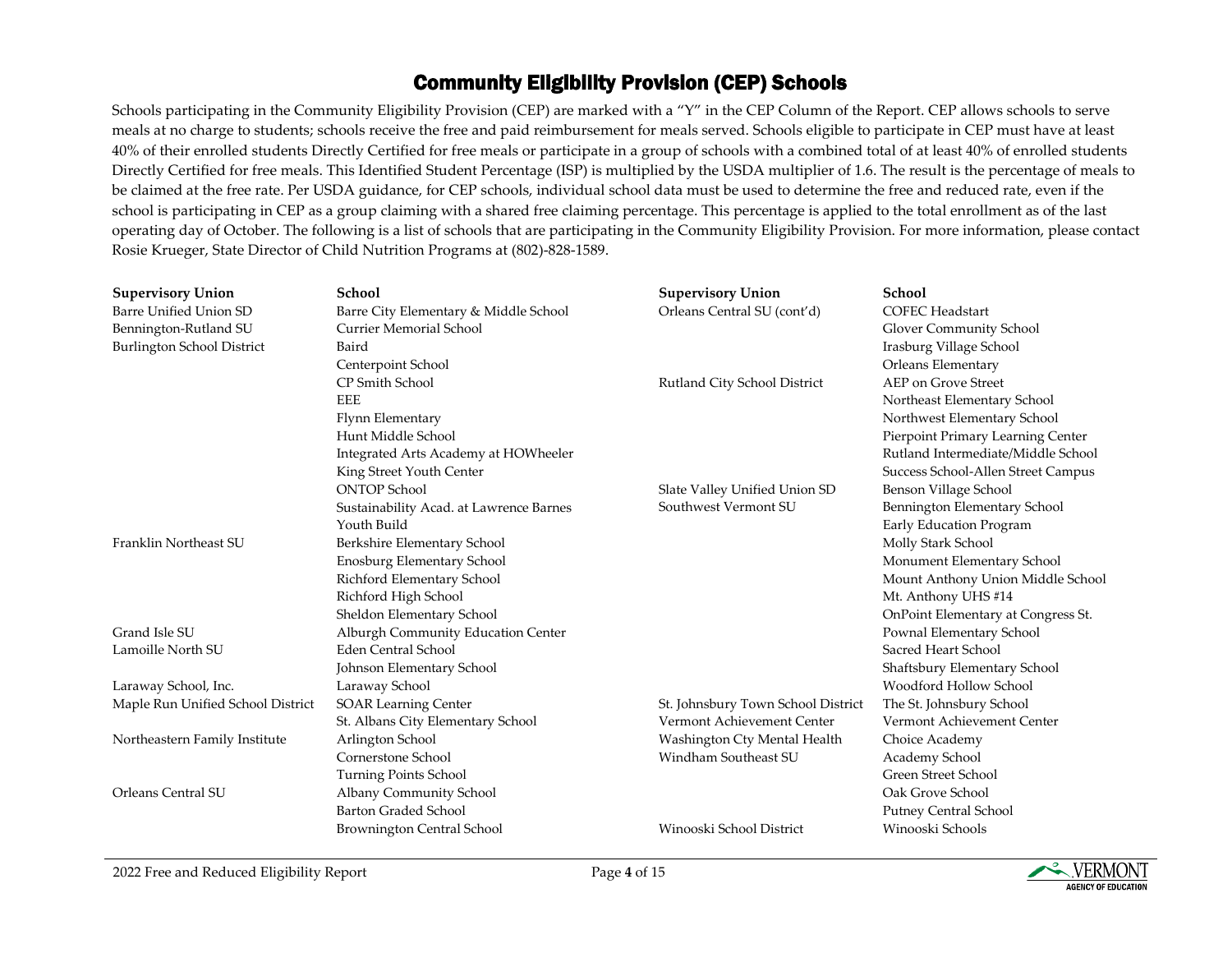# Community Eligibility Provision (CEP) Schools

Schools participating in the Community Eligibility Provision (CEP) are marked with a "Y" in the CEP Column of the Report. CEP allows schools to serve meals at no charge to students; schools receive the free and paid reimbursement for meals served. Schools eligible to participate in CEP must have at least 40% of their enrolled students Directly Certified for free meals or participate in a group of schools with a combined total of at least 40% of enrolled students Directly Certified for free meals. This Identified Student Percentage (ISP) is multiplied by the USDA multiplier of 1.6. The result is the percentage of meals to be claimed at the free rate. Per USDA guidance, for CEP schools, individual school data must be used to determine the free and reduced rate, even if the school is participating in CEP as a group claiming with a shared free claiming percentage. This percentage is applied to the total enrollment as of the last operating day of October. The following is a list of schools that are participating in the Community Eligibility Provision. For more information, please contact Rosie Krueger, State Director of Child Nutrition Programs at (802)-828-1589.

| Supervisory Union | School |
|---|---|
| Barre Unified Union SD | Barre City Elementary & Middle School |
| Bennington-Rutland SU | Currier Memorial School |
| Burlington School District | Baird |
| | Centerpoint School |
| | CP Smith School |
| | EEE |
| | Flynn Elementary |
| | Hunt Middle School |
| | Integrated Arts Academy at HOWheeler |
| | King Street Youth Center |
| | ONTOP School |
| | Sustainability Acad. at Lawrence Barnes |
| | Youth Build |
| Franklin Northeast SU | Berkshire Elementary School |
| | Enosburg Elementary School |
| | Richford Elementary School |
| | Richford High School |
| | Sheldon Elementary School |
| Grand Isle SU | Alburgh Community Education Center |
| Lamoille North SU | Eden Central School |
| | Johnson Elementary School |
| Laraway School, Inc. | Laraway School |
| Maple Run Unified School District | SOAR Learning Center |
| | St. Albans City Elementary School |
| Northeastern Family Institute | Arlington School |
| | Cornerstone School |
| | Turning Points School |
| Orleans Central SU | Albany Community School |
| | Barton Graded School |
| | Brownington Central School |
| Orleans Central SU (cont'd) | COFEC Headstart |
| | Glover Community School |
| | Irasburg Village School |
| | Orleans Elementary |
| Rutland City School District | AEP on Grove Street |
| | Northeast Elementary School |
| | Northwest Elementary School |
| | Pierpoint Primary Learning Center |
| | Rutland Intermediate/Middle School |
| | Success School-Allen Street Campus |
| Slate Valley Unified Union SD | Benson Village School |
| Southwest Vermont SU | Bennington Elementary School |
| | Early Education Program |
| | Molly Stark School |
| | Monument Elementary School |
| | Mount Anthony Union Middle School |
| | Mt. Anthony UHS #14 |
| | OnPoint Elementary at Congress St. |
| | Pownal Elementary School |
| | Sacred Heart School |
| | Shaftsbury Elementary School |
| | Woodford Hollow School |
| St. Johnsbury Town School District | The St. Johnsbury School |
| Vermont Achievement Center | Vermont Achievement Center |
| Washington Cty Mental Health | Choice Academy |
| Windham Southeast SU | Academy School |
| | Green Street School |
| | Oak Grove School |
| | Putney Central School |
| Winooski School District | Winooski Schools |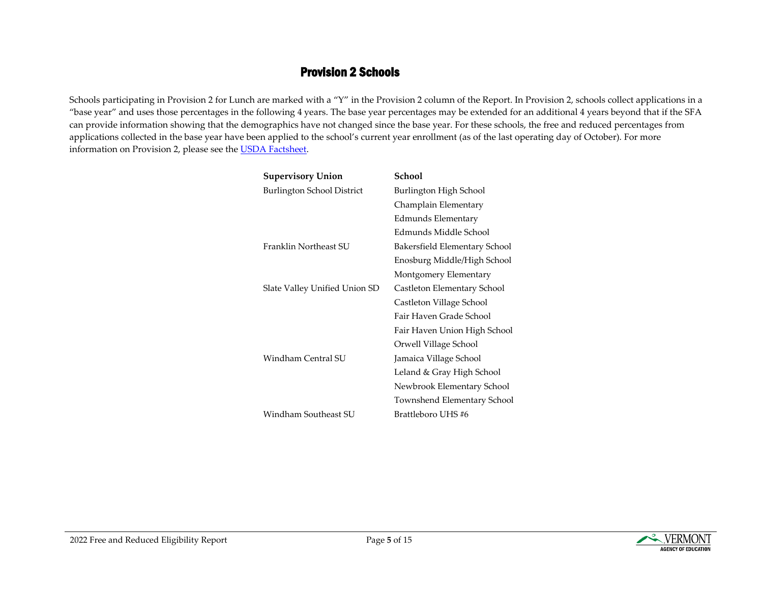## Provision 2 Schools

Schools participating in Provision 2 for Lunch are marked with a "Y" in the Provision 2 column of the Report. In Provision 2, schools collect applications in a "base year" and uses those percentages in the following 4 years. The base year percentages may be extended for an additional 4 years beyond that if the SFA can provide information showing that the demographics have not changed since the base year. For these schools, the free and reduced percentages from applications collected in the base year have been applied to the school's current year enrollment (as of the last operating day of October). For more information on Provision 2, please see the [USDA Factsheet](USDA Factsheet).

| Supervisory Union | School |
|---|---|
| Burlington School District | Burlington High School |
| | Champlain Elementary |
| | Edmunds Elementary |
| | Edmunds Middle School |
| Franklin Northeast SU | Bakersfield Elementary School |
| | Enosburg Middle/High School |
| | Montgomery Elementary |
| Slate Valley Unified Union SD | Castleton Elementary School |
| | Castleton Village School |
| | Fair Haven Grade School |
| | Fair Haven Union High School |
| | Orwell Village School |
| Windham Central SU | Jamaica Village School |
| | Leland & Gray High School |
| | Newbrook Elementary School |
| | Townshend Elementary School |
| Windham Southeast SU | Brattleboro UHS #6 |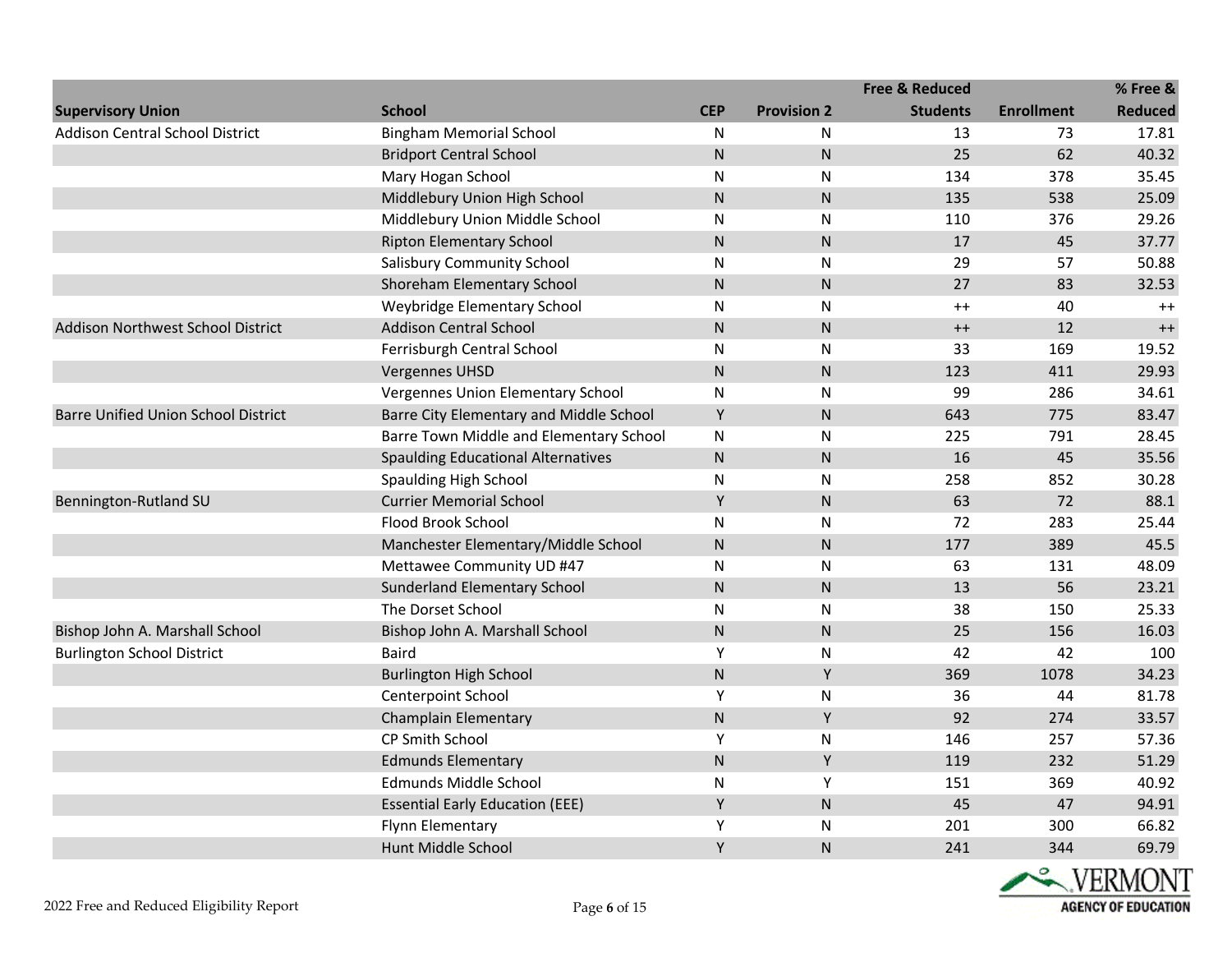| Supervisory Union | School | CEP | Provision 2 | Free & Reduced Students | Enrollment | % Free & Reduced |
|---|---|---|---|---|---|---|
| Addison Central School District | Bingham Memorial School | N | N | 13 | 73 | 17.81 |
| | Bridport Central School | N | N | 25 | 62 | 40.32 |
| | Mary Hogan School | N | N | 134 | 378 | 35.45 |
| | Middlebury Union High School | N | N | 135 | 538 | 25.09 |
| | Middlebury Union Middle School | N | N | 110 | 376 | 29.26 |
| | Ripton Elementary School | N | N | 17 | 45 | 37.77 |
| | Salisbury Community School | N | N | 29 | 57 | 50.88 |
| | Shoreham Elementary School | N | N | 27 | 83 | 32.53 |
| | Weybridge Elementary School | N | N | ++ | 40 | ++ |
| Addison Northwest School District | Addison Central School | N | N | ++ | 12 | ++ |
| | Ferrisburgh Central School | N | N | 33 | 169 | 19.52 |
| | Vergennes UHSD | N | N | 123 | 411 | 29.93 |
| | Vergennes Union Elementary School | N | N | 99 | 286 | 34.61 |
| Barre Unified Union School District | Barre City Elementary and Middle School | Y | N | 643 | 775 | 83.47 |
| | Barre Town Middle and Elementary School | N | N | 225 | 791 | 28.45 |
| | Spaulding Educational Alternatives | N | N | 16 | 45 | 35.56 |
| | Spaulding High School | N | N | 258 | 852 | 30.28 |
| Bennington-Rutland SU | Currier Memorial School | Y | N | 63 | 72 | 88.1 |
| | Flood Brook School | N | N | 72 | 283 | 25.44 |
| | Manchester Elementary/Middle School | N | N | 177 | 389 | 45.5 |
| | Mettawee Community UD #47 | N | N | 63 | 131 | 48.09 |
| | Sunderland Elementary School | N | N | 13 | 56 | 23.21 |
| | The Dorset School | N | N | 38 | 150 | 25.33 |
| Bishop John A. Marshall School | Bishop John A. Marshall School | N | N | 25 | 156 | 16.03 |
| Burlington School District | Baird | Y | N | 42 | 42 | 100 |
| | Burlington High School | N | Y | 369 | 1078 | 34.23 |
| | Centerpoint School | Y | N | 36 | 44 | 81.78 |
| | Champlain Elementary | N | Y | 92 | 274 | 33.57 |
| | CP Smith School | Y | N | 146 | 257 | 57.36 |
| | Edmunds Elementary | N | Y | 119 | 232 | 51.29 |
| | Edmunds Middle School | N | Y | 151 | 369 | 40.92 |
| | Essential Early Education (EEE) | Y | N | 45 | 47 | 94.91 |
| | Flynn Elementary | Y | N | 201 | 300 | 66.82 |
| | Hunt Middle School | Y | N | 241 | 344 | 69.79 |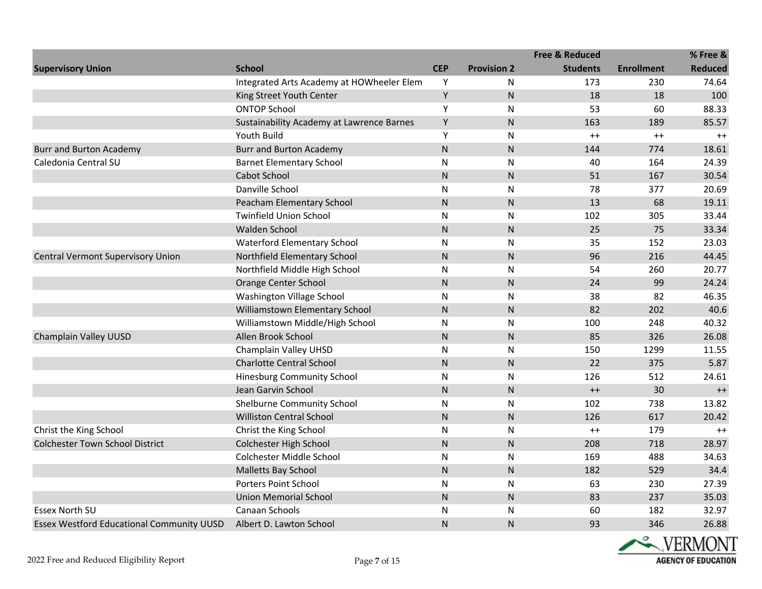| Supervisory Union | School | CEP | Provision 2 | Free & Reduced Students | Enrollment | % Free & Reduced |
|---|---|---|---|---|---|---|
| | Integrated Arts Academy at HOWheeler Elem | Y | N | 173 | 230 | 74.64 |
| | King Street Youth Center | Y | N | 18 | 18 | 100 |
| | ONTOP School | Y | N | 53 | 60 | 88.33 |
| | Sustainability Academy at Lawrence Barnes | Y | N | 163 | 189 | 85.57 |
| | Youth Build | Y | N | ++ | ++ | ++ |
| Burr and Burton Academy | Burr and Burton Academy | N | N | 144 | 774 | 18.61 |
| Caledonia Central SU | Barnet Elementary School | N | N | 40 | 164 | 24.39 |
| | Cabot School | N | N | 51 | 167 | 30.54 |
| | Danville School | N | N | 78 | 377 | 20.69 |
| | Peacham Elementary School | N | N | 13 | 68 | 19.11 |
| | Twinfield Union School | N | N | 102 | 305 | 33.44 |
| | Walden School | N | N | 25 | 75 | 33.34 |
| | Waterford Elementary School | N | N | 35 | 152 | 23.03 |
| Central Vermont Supervisory Union | Northfield Elementary School | N | N | 96 | 216 | 44.45 |
| | Northfield Middle High School | N | N | 54 | 260 | 20.77 |
| | Orange Center School | N | N | 24 | 99 | 24.24 |
| | Washington Village School | N | N | 38 | 82 | 46.35 |
| | Williamstown Elementary School | N | N | 82 | 202 | 40.6 |
| | Williamstown Middle/High School | N | N | 100 | 248 | 40.32 |
| Champlain Valley UUSD | Allen Brook School | N | N | 85 | 326 | 26.08 |
| | Champlain Valley UHSD | N | N | 150 | 1299 | 11.55 |
| | Charlotte Central School | N | N | 22 | 375 | 5.87 |
| | Hinesburg Community School | N | N | 126 | 512 | 24.61 |
| | Jean Garvin School | N | N | ++ | 30 | ++ |
| | Shelburne Community School | N | N | 102 | 738 | 13.82 |
| | Williston Central School | N | N | 126 | 617 | 20.42 |
| Christ the King School | Christ the King School | N | N | ++ | 179 | ++ |
| Colchester Town School District | Colchester High School | N | N | 208 | 718 | 28.97 |
| | Colchester Middle School | N | N | 169 | 488 | 34.63 |
| | Malletts Bay School | N | N | 182 | 529 | 34.4 |
| | Porters Point School | N | N | 63 | 230 | 27.39 |
| | Union Memorial School | N | N | 83 | 237 | 35.03 |
| Essex North SU | Canaan Schools | N | N | 60 | 182 | 32.97 |
| Essex Westford Educational Community UUSD | Albert D. Lawton School | N | N | 93 | 346 | 26.88 |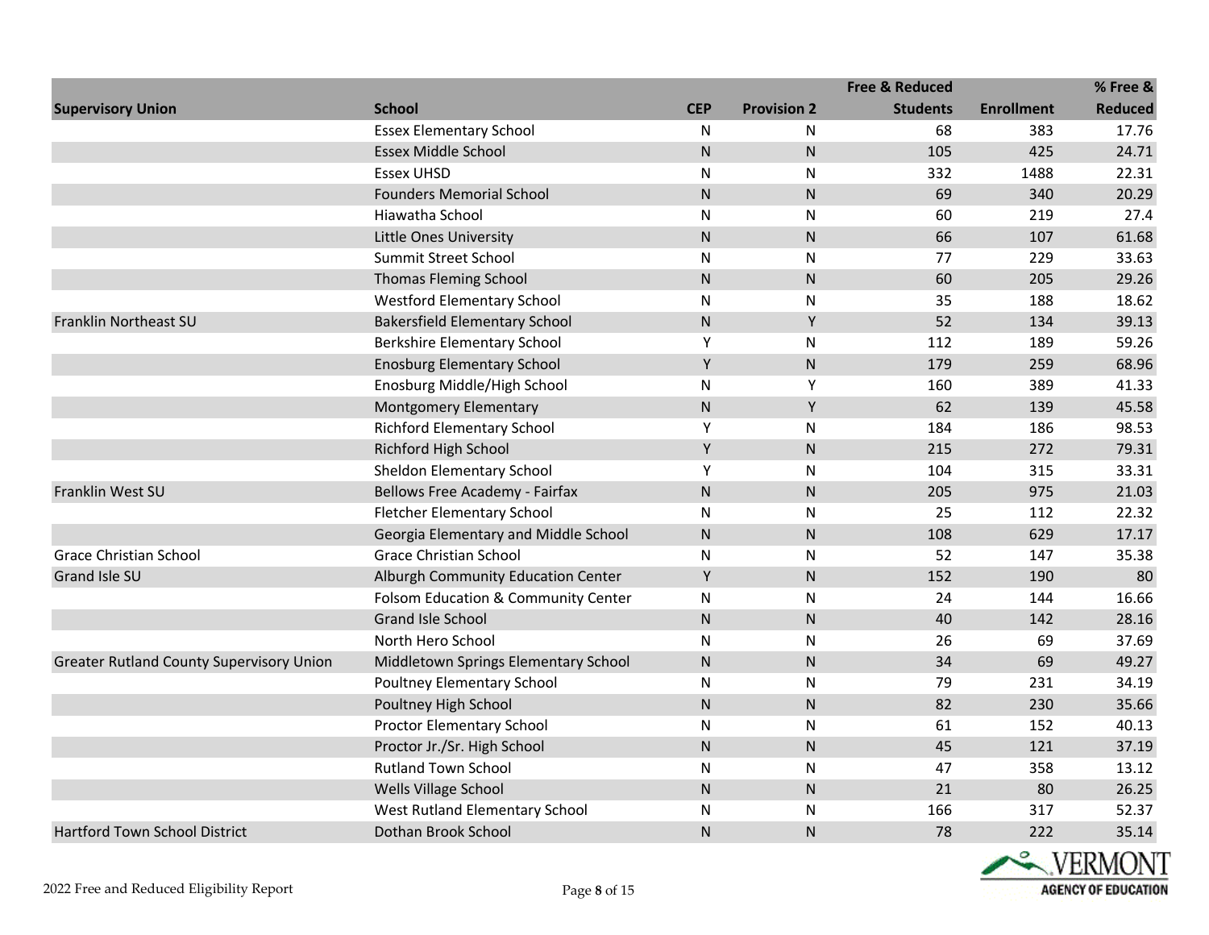| Supervisory Union | School | CEP | Provision 2 | Free & Reduced Students | Enrollment | % Free & Reduced |
|---|---|---|---|---|---|---|
| | Essex Elementary School | N | N | 68 | 383 | 17.76 |
| | Essex Middle School | N | N | 105 | 425 | 24.71 |
| | Essex UHSD | N | N | 332 | 1488 | 22.31 |
| | Founders Memorial School | N | N | 69 | 340 | 20.29 |
| | Hiawatha School | N | N | 60 | 219 | 27.4 |
| | Little Ones University | N | N | 66 | 107 | 61.68 |
| | Summit Street School | N | N | 77 | 229 | 33.63 |
| | Thomas Fleming School | N | N | 60 | 205 | 29.26 |
| | Westford Elementary School | N | N | 35 | 188 | 18.62 |
| Franklin Northeast SU | Bakersfield Elementary School | N | Y | 52 | 134 | 39.13 |
| | Berkshire Elementary School | Y | N | 112 | 189 | 59.26 |
| | Enosburg Elementary School | Y | N | 179 | 259 | 68.96 |
| | Enosburg Middle/High School | N | Y | 160 | 389 | 41.33 |
| | Montgomery Elementary | N | Y | 62 | 139 | 45.58 |
| | Richford Elementary School | Y | N | 184 | 186 | 98.53 |
| | Richford High School | Y | N | 215 | 272 | 79.31 |
| | Sheldon Elementary School | Y | N | 104 | 315 | 33.31 |
| Franklin West SU | Bellows Free Academy - Fairfax | N | N | 205 | 975 | 21.03 |
| | Fletcher Elementary School | N | N | 25 | 112 | 22.32 |
| | Georgia Elementary and Middle School | N | N | 108 | 629 | 17.17 |
| Grace Christian School | Grace Christian School | N | N | 52 | 147 | 35.38 |
| Grand Isle SU | Alburgh Community Education Center | Y | N | 152 | 190 | 80 |
| | Folsom Education & Community Center | N | N | 24 | 144 | 16.66 |
| | Grand Isle School | N | N | 40 | 142 | 28.16 |
| | North Hero School | N | N | 26 | 69 | 37.69 |
| Greater Rutland County Supervisory Union | Middletown Springs Elementary School | N | N | 34 | 69 | 49.27 |
| | Poultney Elementary School | N | N | 79 | 231 | 34.19 |
| | Poultney High School | N | N | 82 | 230 | 35.66 |
| | Proctor Elementary School | N | N | 61 | 152 | 40.13 |
| | Proctor Jr./Sr. High School | N | N | 45 | 121 | 37.19 |
| | Rutland Town School | N | N | 47 | 358 | 13.12 |
| | Wells Village School | N | N | 21 | 80 | 26.25 |
| | West Rutland Elementary School | N | N | 166 | 317 | 52.37 |
| Hartford Town School District | Dothan Brook School | N | N | 78 | 222 | 35.14 |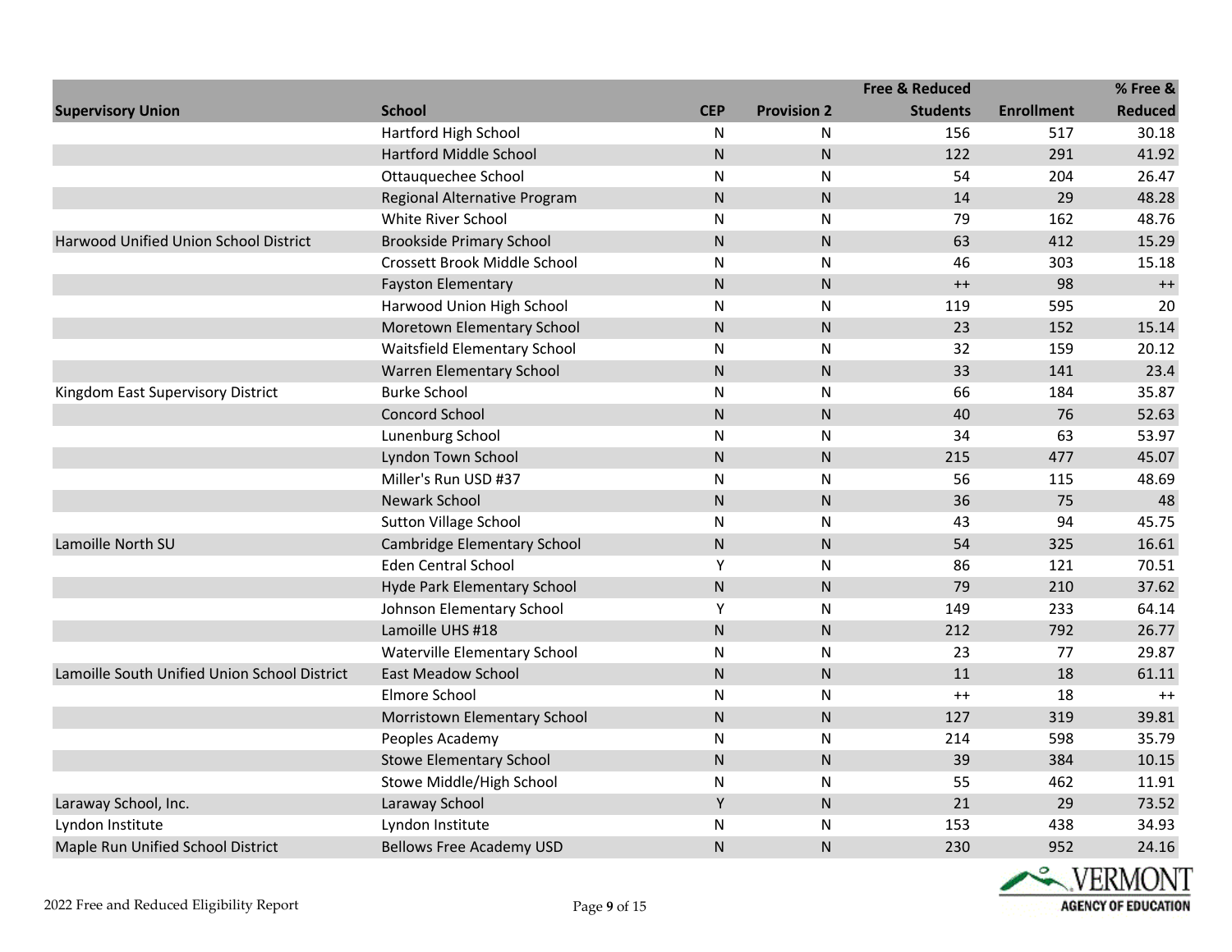| Supervisory Union | School | CEP | Provision 2 | Free & Reduced Students | Enrollment | % Free & Reduced |
|---|---|---|---|---|---|---|
| | Hartford High School | N | N | 156 | 517 | 30.18 |
| | Hartford Middle School | N | N | 122 | 291 | 41.92 |
| | Ottauquechee School | N | N | 54 | 204 | 26.47 |
| | Regional Alternative Program | N | N | 14 | 29 | 48.28 |
| | White River School | N | N | 79 | 162 | 48.76 |
| Harwood Unified Union School District | Brookside Primary School | N | N | 63 | 412 | 15.29 |
| | Crossett Brook Middle School | N | N | 46 | 303 | 15.18 |
| | Fayston Elementary | N | N | ++ | 98 | ++ |
| | Harwood Union High School | N | N | 119 | 595 | 20 |
| | Moretown Elementary School | N | N | 23 | 152 | 15.14 |
| | Waitsfield Elementary School | N | N | 32 | 159 | 20.12 |
| | Warren Elementary School | N | N | 33 | 141 | 23.4 |
| Kingdom East Supervisory District | Burke School | N | N | 66 | 184 | 35.87 |
| | Concord School | N | N | 40 | 76 | 52.63 |
| | Lunenburg School | N | N | 34 | 63 | 53.97 |
| | Lyndon Town School | N | N | 215 | 477 | 45.07 |
| | Miller's Run USD #37 | N | N | 56 | 115 | 48.69 |
| | Newark School | N | N | 36 | 75 | 48 |
| | Sutton Village School | N | N | 43 | 94 | 45.75 |
| Lamoille North SU | Cambridge Elementary School | N | N | 54 | 325 | 16.61 |
| | Eden Central School | Y | N | 86 | 121 | 70.51 |
| | Hyde Park Elementary School | N | N | 79 | 210 | 37.62 |
| | Johnson Elementary School | Y | N | 149 | 233 | 64.14 |
| | Lamoille UHS #18 | N | N | 212 | 792 | 26.77 |
| | Waterville Elementary School | N | N | 23 | 77 | 29.87 |
| Lamoille South Unified Union School District | East Meadow School | N | N | 11 | 18 | 61.11 |
| | Elmore School | N | N | ++ | 18 | ++ |
| | Morristown Elementary School | N | N | 127 | 319 | 39.81 |
| | Peoples Academy | N | N | 214 | 598 | 35.79 |
| | Stowe Elementary School | N | N | 39 | 384 | 10.15 |
| | Stowe Middle/High School | N | N | 55 | 462 | 11.91 |
| Laraway School, Inc. | Laraway School | Y | N | 21 | 29 | 73.52 |
| Lyndon Institute | Lyndon Institute | N | N | 153 | 438 | 34.93 |
| Maple Run Unified School District | Bellows Free Academy USD | N | N | 230 | 952 | 24.16 |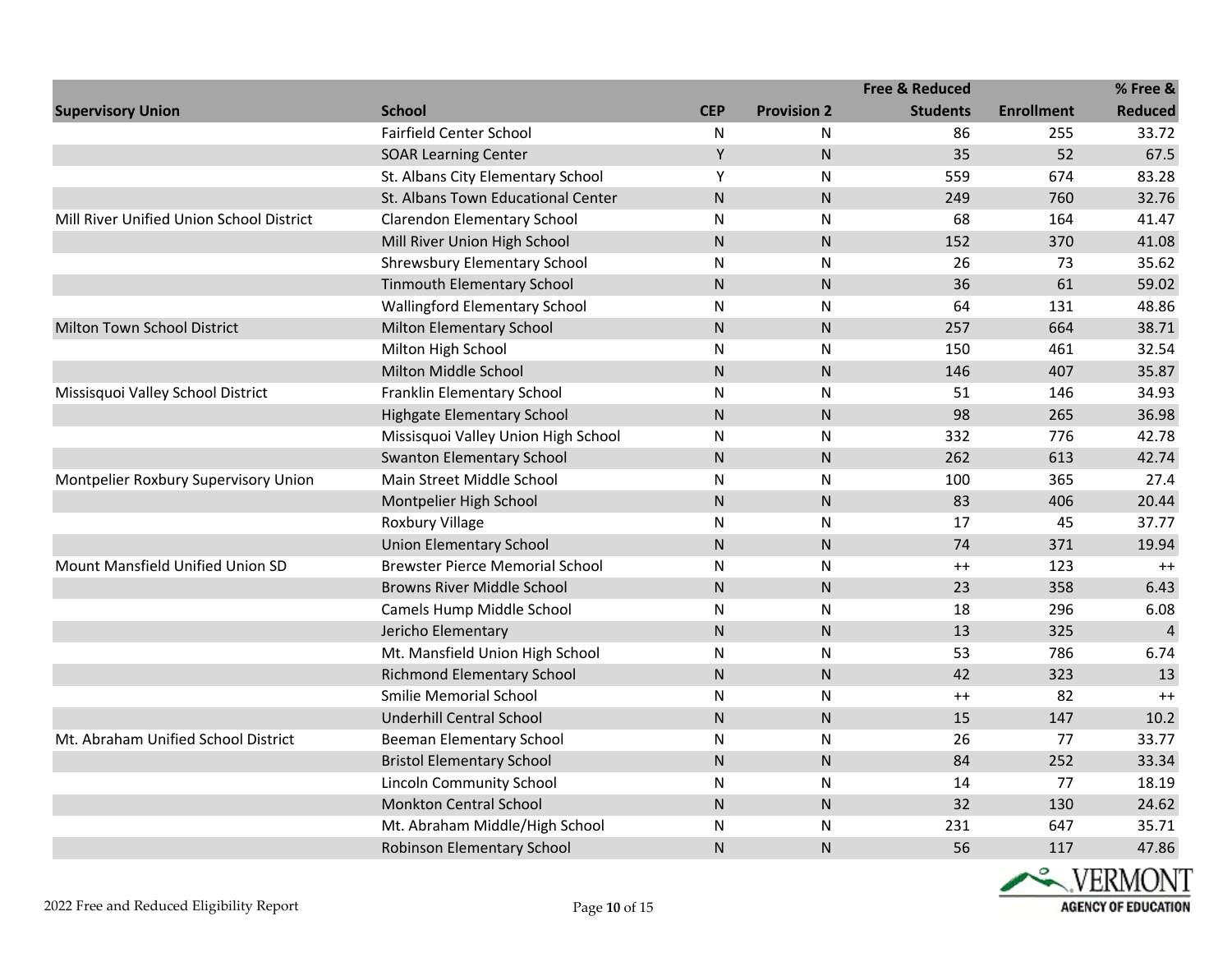| Supervisory Union | School | CEP | Provision 2 | Free & Reduced Students | Enrollment | % Free & Reduced |
|---|---|---|---|---|---|---|
| | Fairfield Center School | N | N | 86 | 255 | 33.72 |
| | SOAR Learning Center | Y | N | 35 | 52 | 67.5 |
| | St. Albans City Elementary School | Y | N | 559 | 674 | 83.28 |
| | St. Albans Town Educational Center | N | N | 249 | 760 | 32.76 |
| Mill River Unified Union School District | Clarendon Elementary School | N | N | 68 | 164 | 41.47 |
| | Mill River Union High School | N | N | 152 | 370 | 41.08 |
| | Shrewsbury Elementary School | N | N | 26 | 73 | 35.62 |
| | Tinmouth Elementary School | N | N | 36 | 61 | 59.02 |
| | Wallingford Elementary School | N | N | 64 | 131 | 48.86 |
| Milton Town School District | Milton Elementary School | N | N | 257 | 664 | 38.71 |
| | Milton High School | N | N | 150 | 461 | 32.54 |
| | Milton Middle School | N | N | 146 | 407 | 35.87 |
| Missisquoi Valley School District | Franklin Elementary School | N | N | 51 | 146 | 34.93 |
| | Highgate Elementary School | N | N | 98 | 265 | 36.98 |
| | Missisquoi Valley Union High School | N | N | 332 | 776 | 42.78 |
| | Swanton Elementary School | N | N | 262 | 613 | 42.74 |
| Montpelier Roxbury Supervisory Union | Main Street Middle School | N | N | 100 | 365 | 27.4 |
| | Montpelier High School | N | N | 83 | 406 | 20.44 |
| | Roxbury Village | N | N | 17 | 45 | 37.77 |
| | Union Elementary School | N | N | 74 | 371 | 19.94 |
| Mount Mansfield Unified Union SD | Brewster Pierce Memorial School | N | N | ++ | 123 | ++ |
| | Browns River Middle School | N | N | 23 | 358 | 6.43 |
| | Camels Hump Middle School | N | N | 18 | 296 | 6.08 |
| | Jericho Elementary | N | N | 13 | 325 | 4 |
| | Mt. Mansfield Union High School | N | N | 53 | 786 | 6.74 |
| | Richmond Elementary School | N | N | 42 | 323 | 13 |
| | Smilie Memorial School | N | N | ++ | 82 | ++ |
| | Underhill Central School | N | N | 15 | 147 | 10.2 |
| Mt. Abraham Unified School District | Beeman Elementary School | N | N | 26 | 77 | 33.77 |
| | Bristol Elementary School | N | N | 84 | 252 | 33.34 |
| | Lincoln Community School | N | N | 14 | 77 | 18.19 |
| | Monkton Central School | N | N | 32 | 130 | 24.62 |
| | Mt. Abraham Middle/High School | N | N | 231 | 647 | 35.71 |
| | Robinson Elementary School | N | N | 56 | 117 | 47.86 |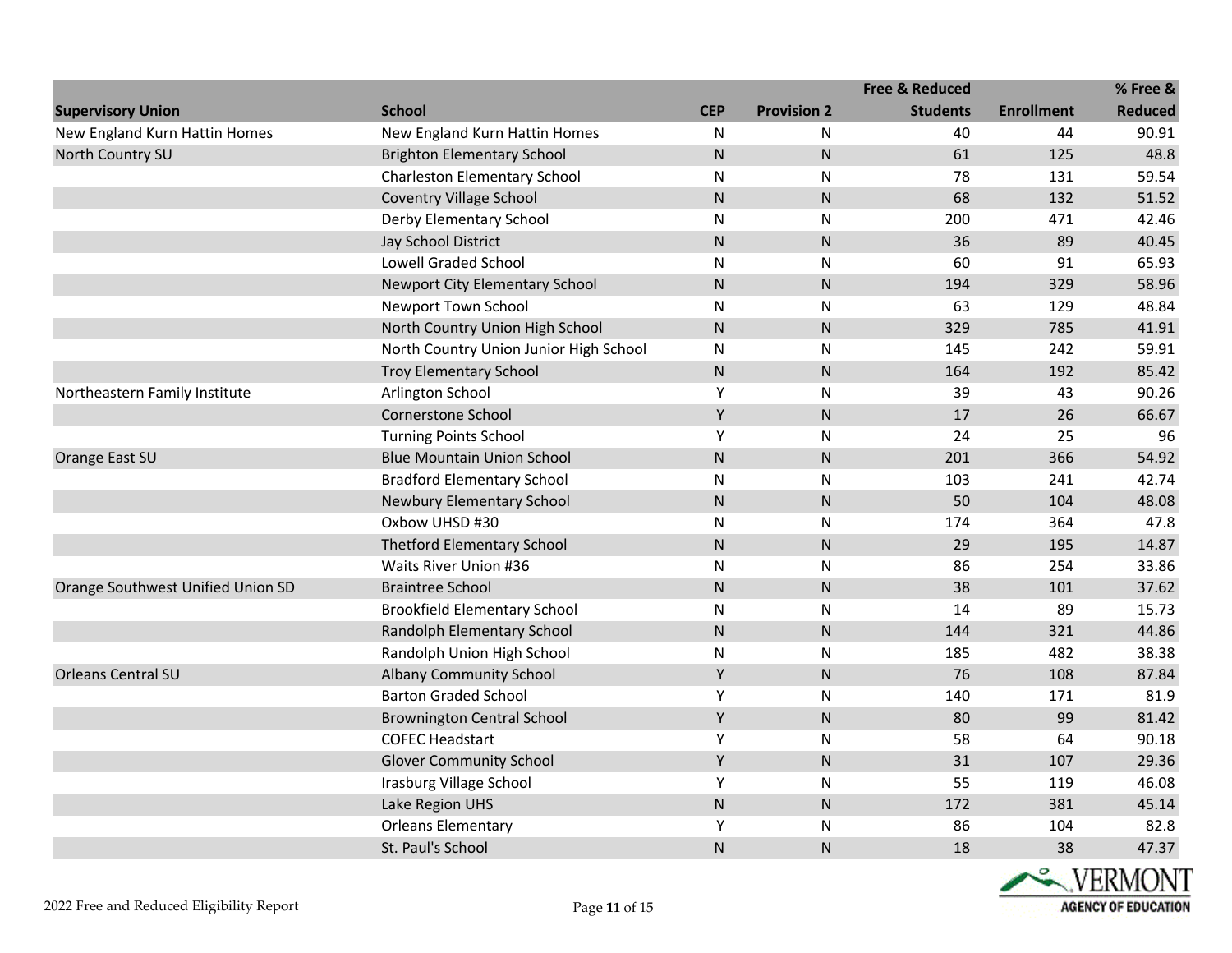| Supervisory Union | School | CEP | Provision 2 | Free & Reduced Students | Enrollment | % Free & Reduced |
|---|---|---|---|---|---|---|
| New England Kurn Hattin Homes | New England Kurn Hattin Homes | N | N | 40 | 44 | 90.91 |
| North Country SU | Brighton Elementary School | N | N | 61 | 125 | 48.8 |
| | Charleston Elementary School | N | N | 78 | 131 | 59.54 |
| | Coventry Village School | N | N | 68 | 132 | 51.52 |
| | Derby Elementary School | N | N | 200 | 471 | 42.46 |
| | Jay School District | N | N | 36 | 89 | 40.45 |
| | Lowell Graded School | N | N | 60 | 91 | 65.93 |
| | Newport City Elementary School | N | N | 194 | 329 | 58.96 |
| | Newport Town School | N | N | 63 | 129 | 48.84 |
| | North Country Union High School | N | N | 329 | 785 | 41.91 |
| | North Country Union Junior High School | N | N | 145 | 242 | 59.91 |
| | Troy Elementary School | N | N | 164 | 192 | 85.42 |
| Northeastern Family Institute | Arlington School | Y | N | 39 | 43 | 90.26 |
| | Cornerstone School | Y | N | 17 | 26 | 66.67 |
| | Turning Points School | Y | N | 24 | 25 | 96 |
| Orange East SU | Blue Mountain Union School | N | N | 201 | 366 | 54.92 |
| | Bradford Elementary School | N | N | 103 | 241 | 42.74 |
| | Newbury Elementary School | N | N | 50 | 104 | 48.08 |
| | Oxbow UHSD #30 | N | N | 174 | 364 | 47.8 |
| | Thetford Elementary School | N | N | 29 | 195 | 14.87 |
| | Waits River Union #36 | N | N | 86 | 254 | 33.86 |
| Orange Southwest Unified Union SD | Braintree School | N | N | 38 | 101 | 37.62 |
| | Brookfield Elementary School | N | N | 14 | 89 | 15.73 |
| | Randolph Elementary School | N | N | 144 | 321 | 44.86 |
| | Randolph Union High School | N | N | 185 | 482 | 38.38 |
| Orleans Central SU | Albany Community School | Y | N | 76 | 108 | 87.84 |
| | Barton Graded School | Y | N | 140 | 171 | 81.9 |
| | Brownington Central School | Y | N | 80 | 99 | 81.42 |
| | COFEC Headstart | Y | N | 58 | 64 | 90.18 |
| | Glover Community School | Y | N | 31 | 107 | 29.36 |
| | Irasburg Village School | Y | N | 55 | 119 | 46.08 |
| | Lake Region UHS | N | N | 172 | 381 | 45.14 |
| | Orleans Elementary | Y | N | 86 | 104 | 82.8 |
| | St. Paul's School | N | N | 18 | 38 | 47.37 |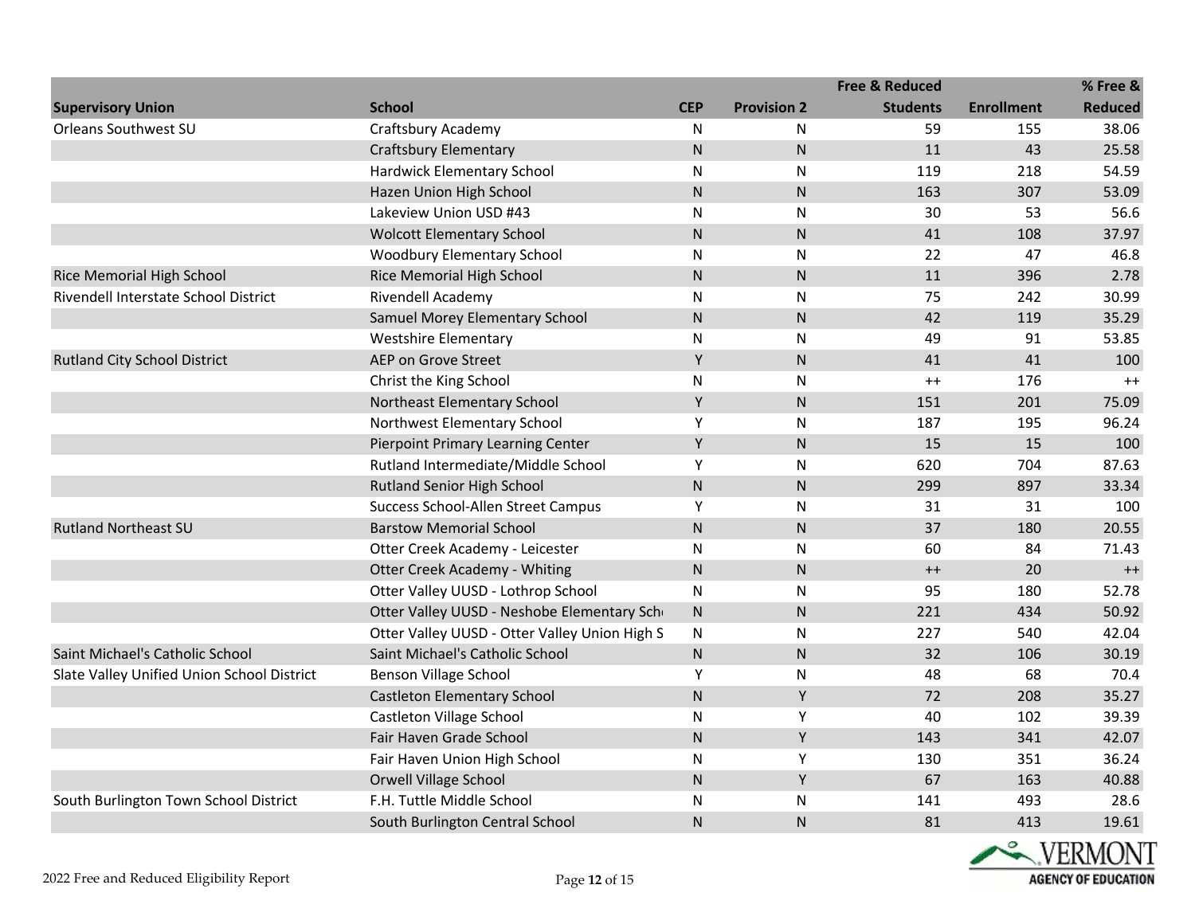| Supervisory Union | School | CEP | Provision 2 | Free & Reduced Students | Enrollment | % Free & Reduced |
|---|---|---|---|---|---|---|
| Orleans Southwest SU | Craftsbury Academy | N | N | 59 | 155 | 38.06 |
| | Craftsbury Elementary | N | N | 11 | 43 | 25.58 |
| | Hardwick Elementary School | N | N | 119 | 218 | 54.59 |
| | Hazen Union High School | N | N | 163 | 307 | 53.09 |
| | Lakeview Union USD #43 | N | N | 30 | 53 | 56.6 |
| | Wolcott Elementary School | N | N | 41 | 108 | 37.97 |
| | Woodbury Elementary School | N | N | 22 | 47 | 46.8 |
| Rice Memorial High School | Rice Memorial High School | N | N | 11 | 396 | 2.78 |
| Rivendell Interstate School District | Rivendell Academy | N | N | 75 | 242 | 30.99 |
| | Samuel Morey Elementary School | N | N | 42 | 119 | 35.29 |
| | Westshire Elementary | N | N | 49 | 91 | 53.85 |
| Rutland City School District | AEP on Grove Street | Y | N | 41 | 41 | 100 |
| | Christ the King School | N | N | ++ | 176 | ++ |
| | Northeast Elementary School | Y | N | 151 | 201 | 75.09 |
| | Northwest Elementary School | Y | N | 187 | 195 | 96.24 |
| | Pierpoint Primary Learning Center | Y | N | 15 | 15 | 100 |
| | Rutland Intermediate/Middle School | Y | N | 620 | 704 | 87.63 |
| | Rutland Senior High School | N | N | 299 | 897 | 33.34 |
| | Success School-Allen Street Campus | Y | N | 31 | 31 | 100 |
| Rutland Northeast SU | Barstow Memorial School | N | N | 37 | 180 | 20.55 |
| | Otter Creek Academy - Leicester | N | N | 60 | 84 | 71.43 |
| | Otter Creek Academy - Whiting | N | N | ++ | 20 | ++ |
| | Otter Valley UUSD - Lothrop School | N | N | 95 | 180 | 52.78 |
| | Otter Valley UUSD - Neshobe Elementary Sch | N | N | 221 | 434 | 50.92 |
| | Otter Valley UUSD - Otter Valley Union High S | N | N | 227 | 540 | 42.04 |
| Saint Michael's Catholic School | Saint Michael's Catholic School | N | N | 32 | 106 | 30.19 |
| Slate Valley Unified Union School District | Benson Village School | Y | N | 48 | 68 | 70.4 |
| | Castleton Elementary School | N | Y | 72 | 208 | 35.27 |
| | Castleton Village School | N | Y | 40 | 102 | 39.39 |
| | Fair Haven Grade School | N | Y | 143 | 341 | 42.07 |
| | Fair Haven Union High School | N | Y | 130 | 351 | 36.24 |
| | Orwell Village School | N | Y | 67 | 163 | 40.88 |
| South Burlington Town School District | F.H. Tuttle Middle School | N | N | 141 | 493 | 28.6 |
| | South Burlington Central School | N | N | 81 | 413 | 19.61 |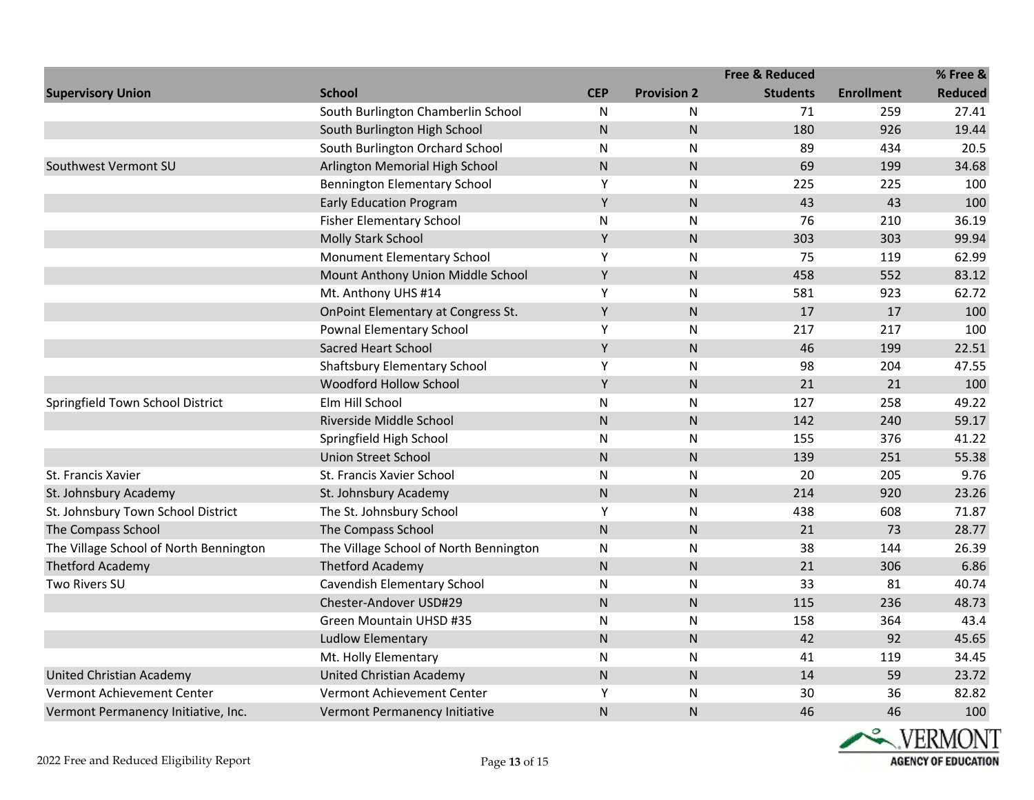| Supervisory Union | School | CEP | Provision 2 | Free & Reduced Students | Enrollment | % Free & Reduced |
|---|---|---|---|---|---|---|
| | South Burlington Chamberlin School | N | N | 71 | 259 | 27.41 |
| | South Burlington High School | N | N | 180 | 926 | 19.44 |
| | South Burlington Orchard School | N | N | 89 | 434 | 20.5 |
| Southwest Vermont SU | Arlington Memorial High School | N | N | 69 | 199 | 34.68 |
| | Bennington Elementary School | Y | N | 225 | 225 | 100 |
| | Early Education Program | Y | N | 43 | 43 | 100 |
| | Fisher Elementary School | N | N | 76 | 210 | 36.19 |
| | Molly Stark School | Y | N | 303 | 303 | 99.94 |
| | Monument Elementary School | Y | N | 75 | 119 | 62.99 |
| | Mount Anthony Union Middle School | Y | N | 458 | 552 | 83.12 |
| | Mt. Anthony UHS #14 | Y | N | 581 | 923 | 62.72 |
| | OnPoint Elementary at Congress St. | Y | N | 17 | 17 | 100 |
| | Pownal Elementary School | Y | N | 217 | 217 | 100 |
| | Sacred Heart School | Y | N | 46 | 199 | 22.51 |
| | Shaftsbury Elementary School | Y | N | 98 | 204 | 47.55 |
| | Woodford Hollow School | Y | N | 21 | 21 | 100 |
| Springfield Town School District | Elm Hill School | N | N | 127 | 258 | 49.22 |
| | Riverside Middle School | N | N | 142 | 240 | 59.17 |
| | Springfield High School | N | N | 155 | 376 | 41.22 |
| | Union Street School | N | N | 139 | 251 | 55.38 |
| St. Francis Xavier | St. Francis Xavier School | N | N | 20 | 205 | 9.76 |
| St. Johnsbury Academy | St. Johnsbury Academy | N | N | 214 | 920 | 23.26 |
| St. Johnsbury Town School District | The St. Johnsbury School | Y | N | 438 | 608 | 71.87 |
| The Compass School | The Compass School | N | N | 21 | 73 | 28.77 |
| The Village School of North Bennington | The Village School of North Bennington | N | N | 38 | 144 | 26.39 |
| Thetford Academy | Thetford Academy | N | N | 21 | 306 | 6.86 |
| Two Rivers SU | Cavendish Elementary School | N | N | 33 | 81 | 40.74 |
| | Chester-Andover USD#29 | N | N | 115 | 236 | 48.73 |
| | Green Mountain UHSD #35 | N | N | 158 | 364 | 43.4 |
| | Ludlow Elementary | N | N | 42 | 92 | 45.65 |
| | Mt. Holly Elementary | N | N | 41 | 119 | 34.45 |
| United Christian Academy | United Christian Academy | N | N | 14 | 59 | 23.72 |
| Vermont Achievement Center | Vermont Achievement Center | Y | N | 30 | 36 | 82.82 |
| Vermont Permanency Initiative, Inc. | Vermont Permanency Initiative | N | N | 46 | 46 | 100 |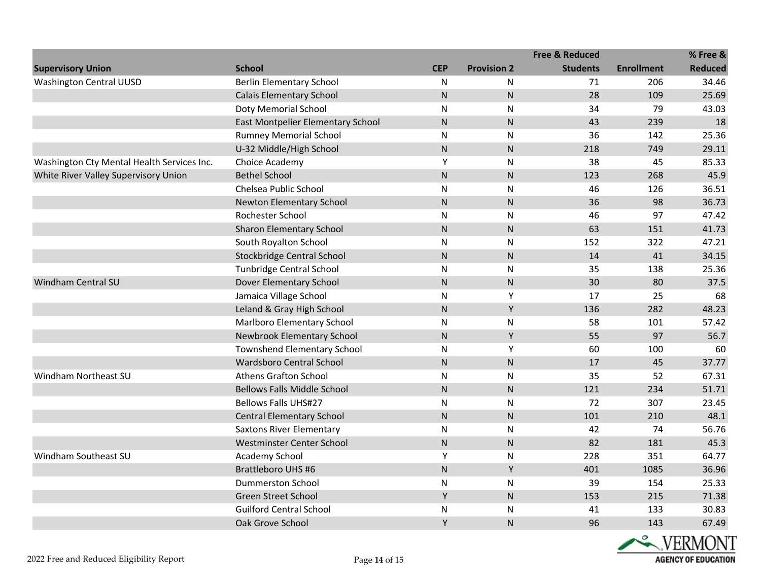| Supervisory Union | School | CEP | Provision 2 | Free & Reduced Students | Enrollment | % Free & Reduced |
|---|---|---|---|---|---|---|
| Washington Central UUSD | Berlin Elementary School | N | N | 71 | 206 | 34.46 |
| | Calais Elementary School | N | N | 28 | 109 | 25.69 |
| | Doty Memorial School | N | N | 34 | 79 | 43.03 |
| | East Montpelier Elementary School | N | N | 43 | 239 | 18 |
| | Rumney Memorial School | N | N | 36 | 142 | 25.36 |
| | U-32 Middle/High School | N | N | 218 | 749 | 29.11 |
| Washington Cty Mental Health Services Inc. | Choice Academy | Y | N | 38 | 45 | 85.33 |
| White River Valley Supervisory Union | Bethel School | N | N | 123 | 268 | 45.9 |
| | Chelsea Public School | N | N | 46 | 126 | 36.51 |
| | Newton Elementary School | N | N | 36 | 98 | 36.73 |
| | Rochester School | N | N | 46 | 97 | 47.42 |
| | Sharon Elementary School | N | N | 63 | 151 | 41.73 |
| | South Royalton School | N | N | 152 | 322 | 47.21 |
| | Stockbridge Central School | N | N | 14 | 41 | 34.15 |
| | Tunbridge Central School | N | N | 35 | 138 | 25.36 |
| Windham Central SU | Dover Elementary School | N | N | 30 | 80 | 37.5 |
| | Jamaica Village School | N | Y | 17 | 25 | 68 |
| | Leland & Gray High School | N | Y | 136 | 282 | 48.23 |
| | Marlboro Elementary School | N | N | 58 | 101 | 57.42 |
| | Newbrook Elementary School | N | Y | 55 | 97 | 56.7 |
| | Townshend Elementary School | N | Y | 60 | 100 | 60 |
| | Wardsboro Central School | N | N | 17 | 45 | 37.77 |
| Windham Northeast SU | Athens Grafton School | N | N | 35 | 52 | 67.31 |
| | Bellows Falls Middle School | N | N | 121 | 234 | 51.71 |
| | Bellows Falls UHS#27 | N | N | 72 | 307 | 23.45 |
| | Central Elementary School | N | N | 101 | 210 | 48.1 |
| | Saxtons River Elementary | N | N | 42 | 74 | 56.76 |
| | Westminster Center School | N | N | 82 | 181 | 45.3 |
| Windham Southeast SU | Academy School | Y | N | 228 | 351 | 64.77 |
| | Brattleboro UHS #6 | N | Y | 401 | 1085 | 36.96 |
| | Dummerston School | N | N | 39 | 154 | 25.33 |
| | Green Street School | Y | N | 153 | 215 | 71.38 |
| | Guilford Central School | N | N | 41 | 133 | 30.83 |
| | Oak Grove School | Y | N | 96 | 143 | 67.49 |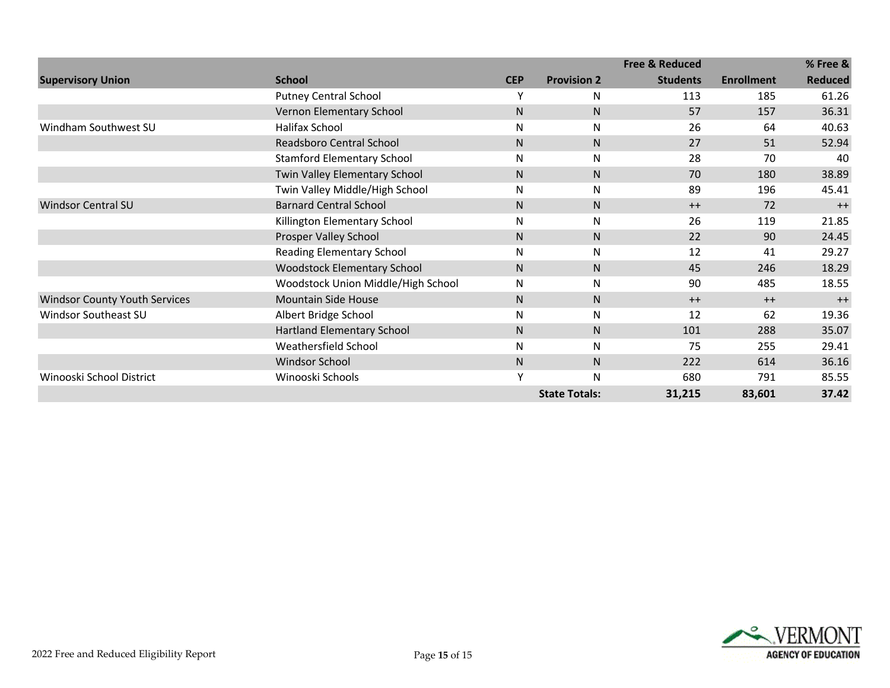| Supervisory Union | School | CEP | Provision 2 | Free & Reduced Students | Enrollment | % Free & Reduced |
|---|---|---|---|---|---|---|
| | Putney Central School | Y | N | 113 | 185 | 61.26 |
| | Vernon Elementary School | N | N | 57 | 157 | 36.31 |
| Windham Southwest SU | Halifax School | N | N | 26 | 64 | 40.63 |
| | Readsboro Central School | N | N | 27 | 51 | 52.94 |
| | Stamford Elementary School | N | N | 28 | 70 | 40 |
| | Twin Valley Elementary School | N | N | 70 | 180 | 38.89 |
| | Twin Valley Middle/High School | N | N | 89 | 196 | 45.41 |
| Windsor Central SU | Barnard Central School | N | N | ++ | 72 | ++ |
| | Killington Elementary School | N | N | 26 | 119 | 21.85 |
| | Prosper Valley School | N | N | 22 | 90 | 24.45 |
| | Reading Elementary School | N | N | 12 | 41 | 29.27 |
| | Woodstock Elementary School | N | N | 45 | 246 | 18.29 |
| | Woodstock Union Middle/High School | N | N | 90 | 485 | 18.55 |
| Windsor County Youth Services | Mountain Side House | N | N | ++ | ++ | ++ |
| Windsor Southeast SU | Albert Bridge School | N | N | 12 | 62 | 19.36 |
| | Hartland Elementary School | N | N | 101 | 288 | 35.07 |
| | Weathersfield School | N | N | 75 | 255 | 29.41 |
| | Windsor School | N | N | 222 | 614 | 36.16 |
| Winooski School District | Winooski Schools | Y | N | 680 | 791 | 85.55 |
| | | | **State Totals:** | **31,215** | **83,601** | **37.42** |